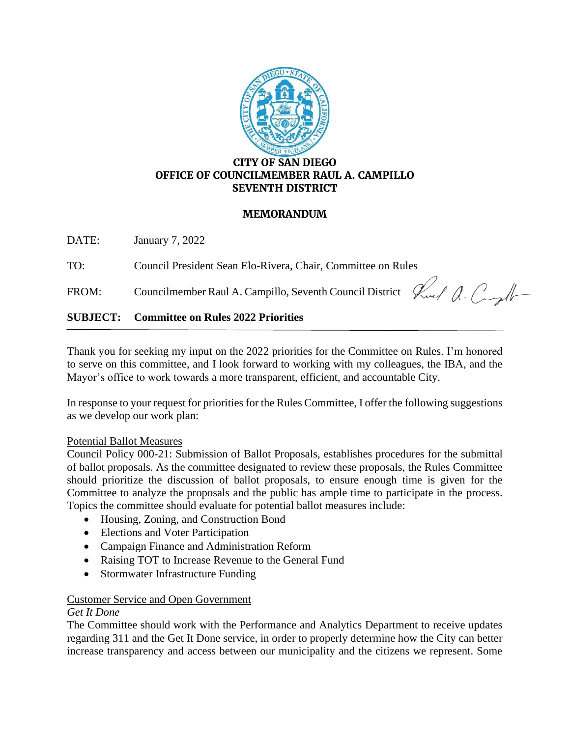**CITY OF SAN DIEGO**
**OFFICE OF COUNCILMEMBER RAUL A. CAMPILLO**
**SEVENTH DISTRICT**

# MEMORANDUM

DATE: January 7, 2022

TO: Council President Sean Elo-Rivera, Chair, Committee on Rules

FROM: Councilmember Raul A. Campillo, Seventh Council District

**SUBJECT: Committee on Rules 2022 Priorities**

---

Thank you for seeking my input on the 2022 priorities for the Committee on Rules. I'm honored to serve on this committee, and I look forward to working with my colleagues, the IBA, and the Mayor's office to work towards a more transparent, efficient, and accountable City.

In response to your request for priorities for the Rules Committee, I offer the following suggestions as we develop our work plan:

<u>Potential Ballot Measures</u>

Council Policy 000-21: Submission of Ballot Proposals, establishes procedures for the submittal of ballot proposals. As the committee designated to review these proposals, the Rules Committee should prioritize the discussion of ballot proposals, to ensure enough time is given for the Committee to analyze the proposals and the public has ample time to participate in the process. Topics the committee should evaluate for potential ballot measures include:

- Housing, Zoning, and Construction Bond
- Elections and Voter Participation
- Campaign Finance and Administration Reform
- Raising TOT to Increase Revenue to the General Fund
- Stormwater Infrastructure Funding

<u>Customer Service and Open Government</u>

*Get It Done*

The Committee should work with the Performance and Analytics Department to receive updates regarding 311 and the Get It Done service, in order to properly determine how the City can better increase transparency and access between our municipality and the citizens we represent. Some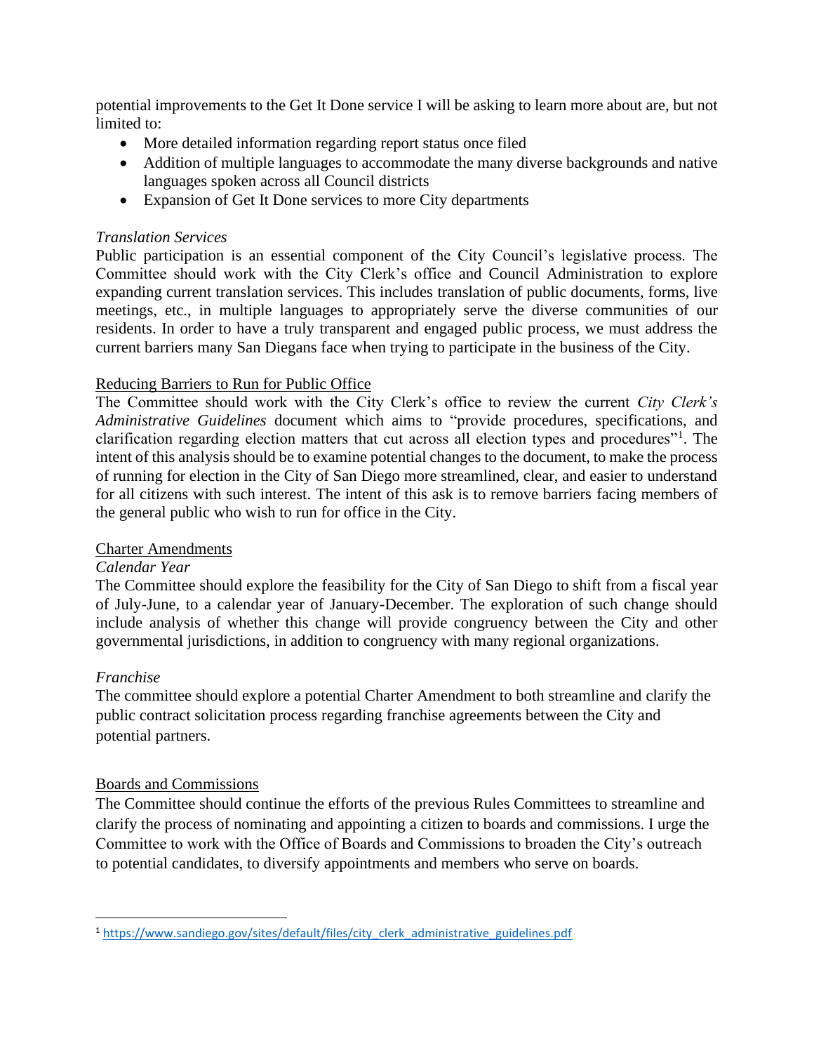potential improvements to the Get It Done service I will be asking to learn more about are, but not limited to:

- More detailed information regarding report status once filed
- Addition of multiple languages to accommodate the many diverse backgrounds and native languages spoken across all Council districts
- Expansion of Get It Done services to more City departments

*Translation Services*

Public participation is an essential component of the City Council's legislative process. The Committee should work with the City Clerk's office and Council Administration to explore expanding current translation services. This includes translation of public documents, forms, live meetings, etc., in multiple languages to appropriately serve the diverse communities of our residents. In order to have a truly transparent and engaged public process, we must address the current barriers many San Diegans face when trying to participate in the business of the City.

<u>Reducing Barriers to Run for Public Office</u>

The Committee should work with the City Clerk's office to review the current *City Clerk's Administrative Guidelines* document which aims to "provide procedures, specifications, and clarification regarding election matters that cut across all election types and procedures"[1]. The intent of this analysis should be to examine potential changes to the document, to make the process of running for election in the City of San Diego more streamlined, clear, and easier to understand for all citizens with such interest. The intent of this ask is to remove barriers facing members of the general public who wish to run for office in the City.

<u>Charter Amendments</u>

*Calendar Year*

The Committee should explore the feasibility for the City of San Diego to shift from a fiscal year of July-June, to a calendar year of January-December. The exploration of such change should include analysis of whether this change will provide congruency between the City and other governmental jurisdictions, in addition to congruency with many regional organizations.

*Franchise*

The committee should explore a potential Charter Amendment to both streamline and clarify the public contract solicitation process regarding franchise agreements between the City and potential partners.

<u>Boards and Commissions</u>

The Committee should continue the efforts of the previous Rules Committees to streamline and clarify the process of nominating and appointing a citizen to boards and commissions. I urge the Committee to work with the Office of Boards and Commissions to broaden the City's outreach to potential candidates, to diversify appointments and members who serve on boards.

---

[1] https://www.sandiego.gov/sites/default/files/city_clerk_administrative_guidelines.pdf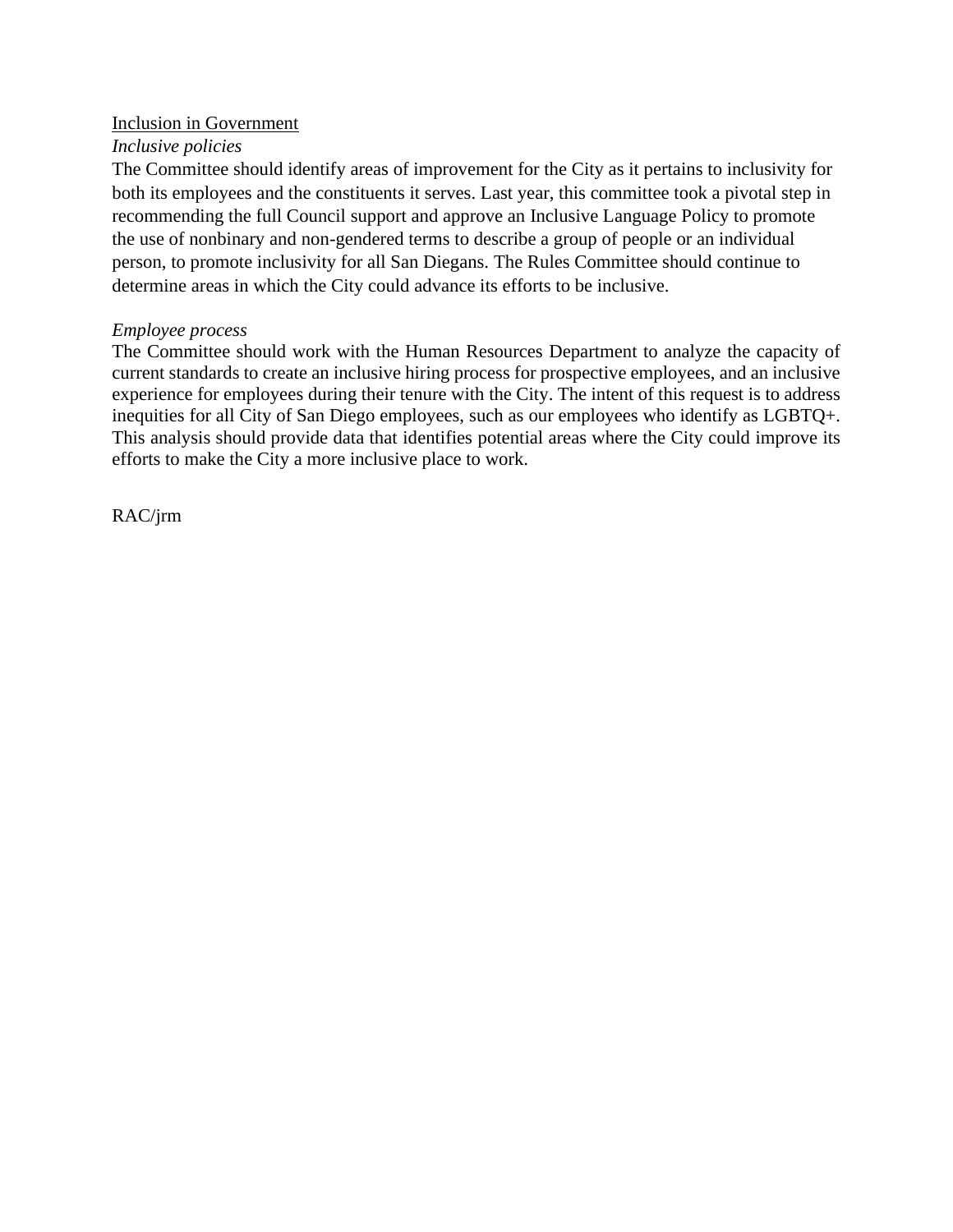<u>Inclusion in Government</u>

*Inclusive policies*

The Committee should identify areas of improvement for the City as it pertains to inclusivity for both its employees and the constituents it serves. Last year, this committee took a pivotal step in recommending the full Council support and approve an Inclusive Language Policy to promote the use of nonbinary and non-gendered terms to describe a group of people or an individual person, to promote inclusivity for all San Diegans. The Rules Committee should continue to determine areas in which the City could advance its efforts to be inclusive.

*Employee process*

The Committee should work with the Human Resources Department to analyze the capacity of current standards to create an inclusive hiring process for prospective employees, and an inclusive experience for employees during their tenure with the City. The intent of this request is to address inequities for all City of San Diego employees, such as our employees who identify as LGBTQ+. This analysis should provide data that identifies potential areas where the City could improve its efforts to make the City a more inclusive place to work.

RAC/jrm